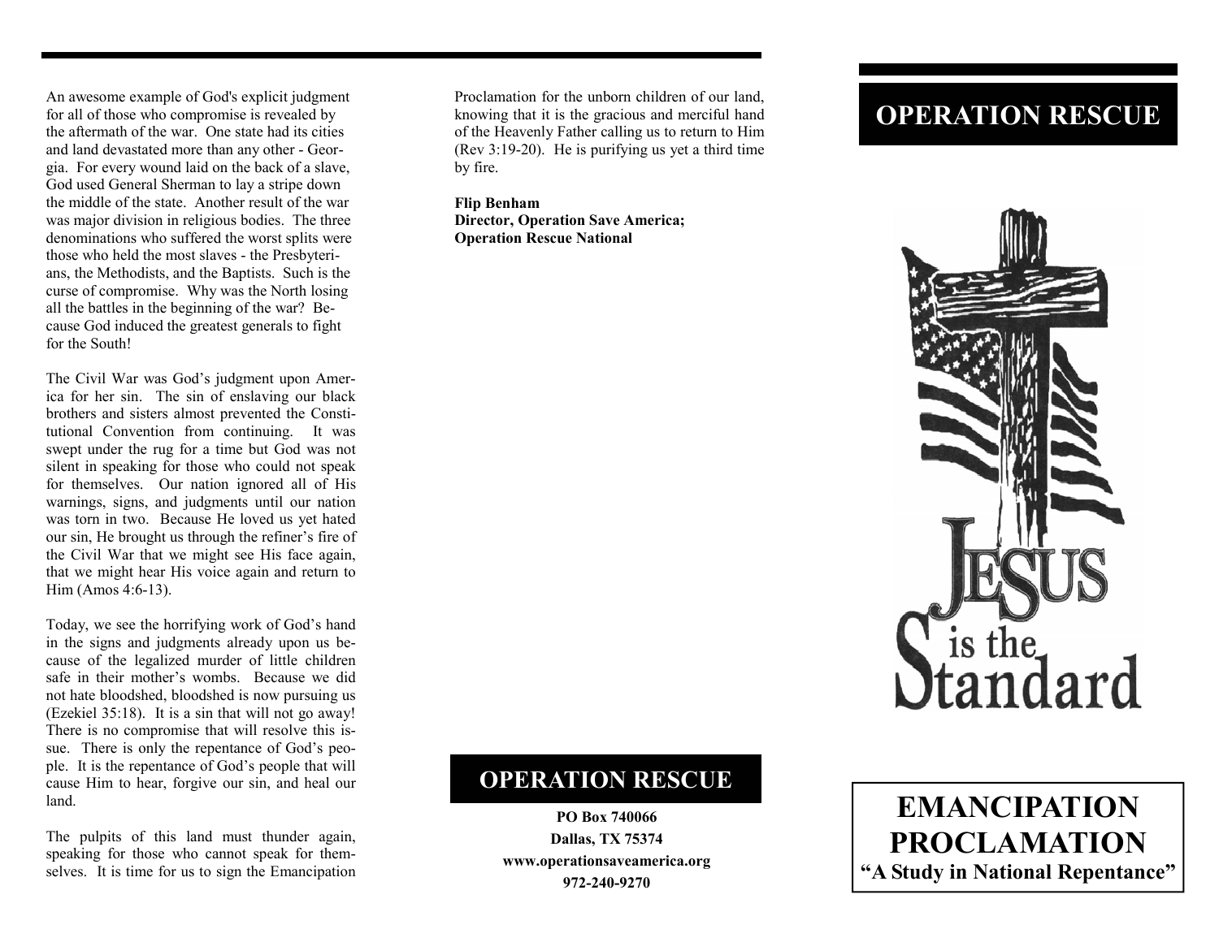An awesome example of God's explicit judgment for all of those who compromise is revealed by the aftermath of the war. One state had its cities and land devastated more than any other - Georgia. For every wound laid on the back of a slave, God used General Sherman to lay a stripe down the middle of the state. Another result of the war was major division in religious bodies. The three denominations who suffered the worst splits were those who held the most slaves - the Presbyterians, the Methodists, and the Baptists. Such is the curse of compromise. Why was the North losing all the battles in the beginning of the war? Because God induced the greatest generals to fight for the South!

The Civil War was God's judgment upon America for her sin. The sin of enslaving our black brothers and sisters almost prevented the Constitutional Convention from continuing. It was swept under the rug for a time but God was not silent in speaking for those who could not speak for themselves. Our nation ignored all of His warnings, signs, and judgments until our nation was torn in two. Because He loved us yet hated our sin, He brought us through the refiner's fire of the Civil War that we might see His face again, that we might hear His voice again and return to Him (Amos 4:6-13).

Today, we see the horrifying work of God's hand in the signs and judgments already upon us because of the legalized murder of little children safe in their mother's wombs. Because we did not hate bloodshed, bloodshed is now pursuing us (Ezekiel 35:18). It is a sin that will not go away! There is no compromise that will resolve this issue. There is only the repentance of God's people. It is the repentance of God's people that will cause Him to hear, forgive our sin, and heal our land.

The pulpits of this land must thunder again, speaking for those who cannot speak for themselves. It is time for us to sign the Emancipation Proclamation for the unborn children of our land, knowing that it is the gracious and merciful hand of the Heavenly Father calling us to return to Him (Rev 3:19-20). He is purifying us yet a third time by fire.

**Flip Benham**
**Director, Operation Save America;**
**Operation Rescue National**

## OPERATION RESCUE

**PO Box 740066**
**Dallas, TX 75374**
**www.operationsaveamerica.org**
**972-240-9270**

## OPERATION RESCUE

JESUS is the Standard

# EMANCIPATION PROCLAMATION

**"A Study in National Repentance"**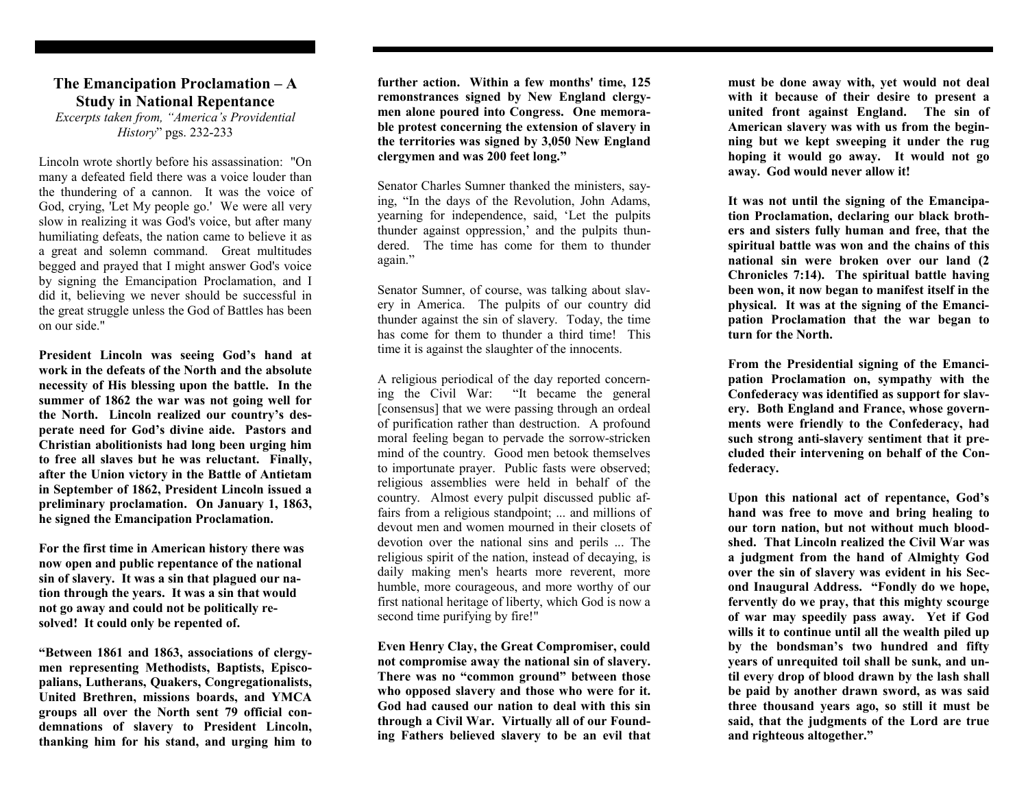## The Emancipation Proclamation – A Study in National Repentance

*Excerpts taken from, "America's Providential History"* pgs. 232-233

Lincoln wrote shortly before his assassination: "On many a defeated field there was a voice louder than the thundering of a cannon. It was the voice of God, crying, 'Let My people go.' We were all very slow in realizing it was God's voice, but after many humiliating defeats, the nation came to believe it as a great and solemn command. Great multitudes begged and prayed that I might answer God's voice by signing the Emancipation Proclamation, and I did it, believing we never should be successful in the great struggle unless the God of Battles has been on our side."

**President Lincoln was seeing God's hand at work in the defeats of the North and the absolute necessity of His blessing upon the battle. In the summer of 1862 the war was not going well for the North. Lincoln realized our country's desperate need for God's divine aide. Pastors and Christian abolitionists had long been urging him to free all slaves but he was reluctant. Finally, after the Union victory in the Battle of Antietam in September of 1862, President Lincoln issued a preliminary proclamation. On January 1, 1863, he signed the Emancipation Proclamation.**

**For the first time in American history there was now open and public repentance of the national sin of slavery. It was a sin that plagued our nation through the years. It was a sin that would not go away and could not be politically resolved! It could only be repented of.**

**"Between 1861 and 1863, associations of clergymen representing Methodists, Baptists, Episcopalians, Lutherans, Quakers, Congregationalists, United Brethren, missions boards, and YMCA groups all over the North sent 79 official condemnations of slavery to President Lincoln, thanking him for his stand, and urging him to further action. Within a few months' time, 125 remonstrances signed by New England clergymen alone poured into Congress. One memorable protest concerning the extension of slavery in the territories was signed by 3,050 New England clergymen and was 200 feet long."**

Senator Charles Sumner thanked the ministers, saying, "In the days of the Revolution, John Adams, yearning for independence, said, 'Let the pulpits thunder against oppression,' and the pulpits thundered. The time has come for them to thunder again."

Senator Sumner, of course, was talking about slavery in America. The pulpits of our country did thunder against the sin of slavery. Today, the time has come for them to thunder a third time! This time it is against the slaughter of the innocents.

A religious periodical of the day reported concerning the Civil War: "It became the general [consensus] that we were passing through an ordeal of purification rather than destruction. A profound moral feeling began to pervade the sorrow-stricken mind of the country. Good men betook themselves to importunate prayer. Public fasts were observed; religious assemblies were held in behalf of the country. Almost every pulpit discussed public affairs from a religious standpoint; ... and millions of devout men and women mourned in their closets of devotion over the national sins and perils ... The religious spirit of the nation, instead of decaying, is daily making men's hearts more reverent, more humble, more courageous, and more worthy of our first national heritage of liberty, which God is now a second time purifying by fire!"

**Even Henry Clay, the Great Compromiser, could not compromise away the national sin of slavery. There was no "common ground" between those who opposed slavery and those who were for it. God had caused our nation to deal with this sin through a Civil War. Virtually all of our Founding Fathers believed slavery to be an evil that must be done away with, yet would not deal with it because of their desire to present a united front against England. The sin of American slavery was with us from the beginning but we kept sweeping it under the rug hoping it would go away. It would not go away. God would never allow it!**

**It was not until the signing of the Emancipation Proclamation, declaring our black brothers and sisters fully human and free, that the spiritual battle was won and the chains of this national sin were broken over our land (2 Chronicles 7:14). The spiritual battle having been won, it now began to manifest itself in the physical. It was at the signing of the Emancipation Proclamation that the war began to turn for the North.**

**From the Presidential signing of the Emancipation Proclamation on, sympathy with the Confederacy was identified as support for slavery. Both England and France, whose governments were friendly to the Confederacy, had such strong anti-slavery sentiment that it precluded their intervening on behalf of the Confederacy.**

**Upon this national act of repentance, God's hand was free to move and bring healing to our torn nation, but not without much bloodshed. That Lincoln realized the Civil War was a judgment from the hand of Almighty God over the sin of slavery was evident in his Second Inaugural Address. "Fondly do we hope, fervently do we pray, that this mighty scourge of war may speedily pass away. Yet if God wills it to continue until all the wealth piled up by the bondsman's two hundred and fifty years of unrequited toil shall be sunk, and until every drop of blood drawn by the lash shall be paid by another drawn sword, as was said three thousand years ago, so still it must be said, that the judgments of the Lord are true and righteous altogether."**